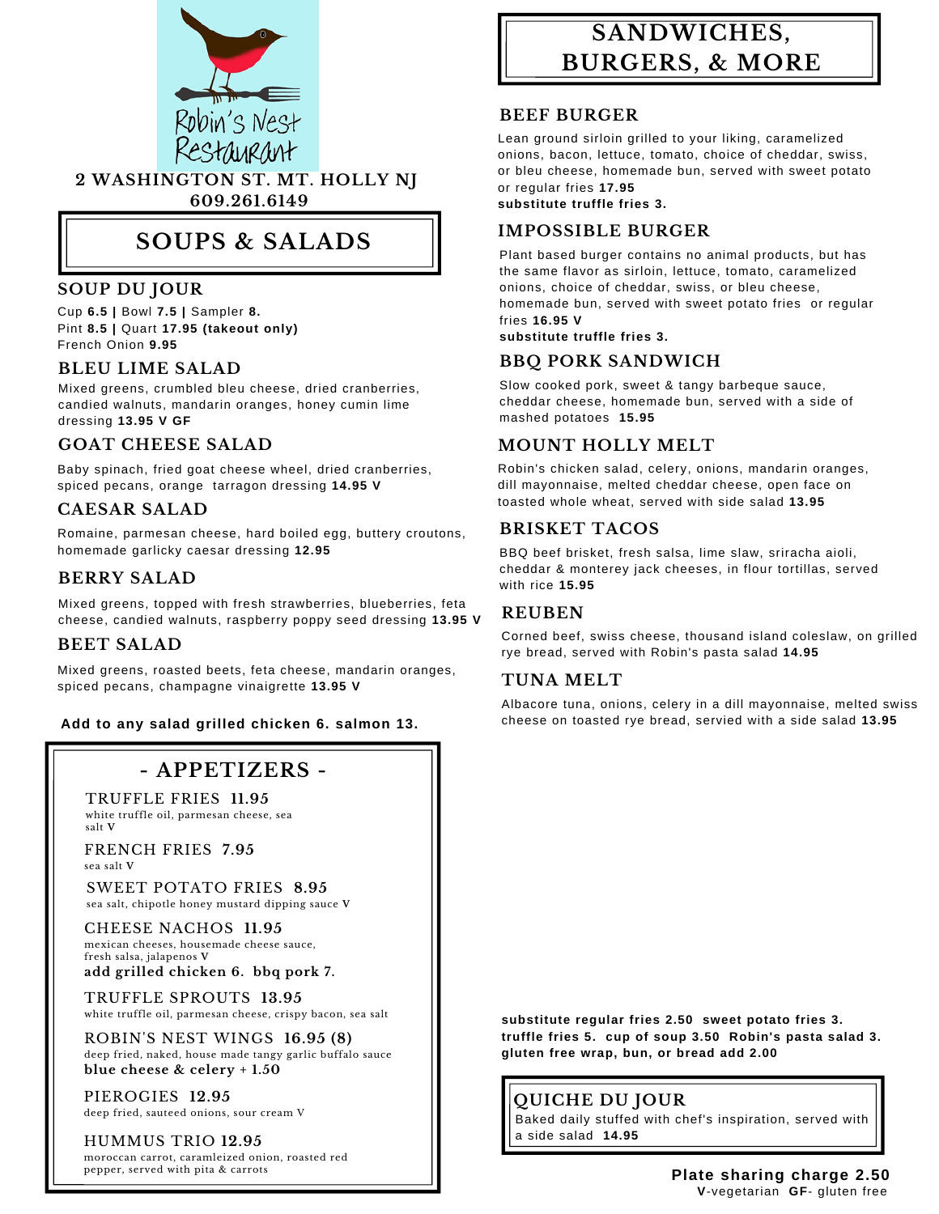# Robin's Nest Restaurant

**2 WASHINGTON ST. MT. HOLLY NJ**
**609.261.6149**

## SOUPS & SALADS

### SOUP DU JOUR

Cup **6.5** | Bowl **7.5** | Sampler **8.**
Pint **8.5** | Quart **17.95 (takeout only)**
French Onion **9.95**

### BLEU LIME SALAD

Mixed greens, crumbled bleu cheese, dried cranberries, candied walnuts, mandarin oranges, honey cumin lime dressing **13.95 V GF**

### GOAT CHEESE SALAD

Baby spinach, fried goat cheese wheel, dried cranberries, spiced pecans, orange tarragon dressing **14.95 V**

### CAESAR SALAD

Romaine, parmesan cheese, hard boiled egg, buttery croutons, homemade garlicky caesar dressing **12.95**

### BERRY SALAD

Mixed greens, topped with fresh strawberries, blueberries, feta cheese, candied walnuts, raspberry poppy seed dressing **13.95 V**

### BEET SALAD

Mixed greens, roasted beets, feta cheese, mandarin oranges, spiced pecans, champagne vinaigrette **13.95 V**

**Add to any salad grilled chicken 6. salmon 13.**

## - APPETIZERS -

### TRUFFLE FRIES 11.95

white truffle oil, parmesan cheese, sea salt V

### FRENCH FRIES 7.95

sea salt V

### SWEET POTATO FRIES 8.95

sea salt, chipotle honey mustard dipping sauce V

### CHEESE NACHOS 11.95

mexican cheeses, housemade cheese sauce, fresh salsa, jalapenos V
**add grilled chicken 6. bbq pork 7.**

### TRUFFLE SPROUTS 13.95

white truffle oil, parmesan cheese, crispy bacon, sea salt

### ROBIN'S NEST WINGS 16.95 (8)

deep fried, naked, house made tangy garlic buffalo sauce
**blue cheese & celery + 1.50**

### PIEROGIES 12.95

deep fried, sauteed onions, sour cream V

### HUMMUS TRIO 12.95

moroccan carrot, caramleized onion, roasted red pepper, served with pita & carrots

## SANDWICHES, BURGERS, & MORE

### BEEF BURGER

Lean ground sirloin grilled to your liking, caramelized onions, bacon, lettuce, tomato, choice of cheddar, swiss, or bleu cheese, homemade bun, served with sweet potato or regular fries **17.95**
**substitute truffle fries 3.**

### IMPOSSIBLE BURGER

Plant based burger contains no animal products, but has the same flavor as sirloin, lettuce, tomato, caramelized onions, choice of cheddar, swiss, or bleu cheese, homemade bun, served with sweet potato fries or regular fries **16.95 V**
**substitute truffle fries 3.**

### BBQ PORK SANDWICH

Slow cooked pork, sweet & tangy barbeque sauce, cheddar cheese, homemade bun, served with a side of mashed potatoes **15.95**

### MOUNT HOLLY MELT

Robin's chicken salad, celery, onions, mandarin oranges, dill mayonnaise, melted cheddar cheese, open face on toasted whole wheat, served with side salad **13.95**

### BRISKET TACOS

BBQ beef brisket, fresh salsa, lime slaw, sriracha aioli, cheddar & monterey jack cheeses, in flour tortillas, served with rice **15.95**

### REUBEN

Corned beef, swiss cheese, thousand island coleslaw, on grilled rye bread, served with Robin's pasta salad **14.95**

### TUNA MELT

Albacore tuna, onions, celery in a dill mayonnaise, melted swiss cheese on toasted rye bread, servied with a side salad **13.95**

**substitute regular fries 2.50 sweet potato fries 3. truffle fries 5. cup of soup 3.50 Robin's pasta salad 3. gluten free wrap, bun, or bread add 2.00**

### QUICHE DU JOUR

Baked daily stuffed with chef's inspiration, served with a side salad **14.95**

**Plate sharing charge 2.50**

**V**-vegetarian **GF**- gluten free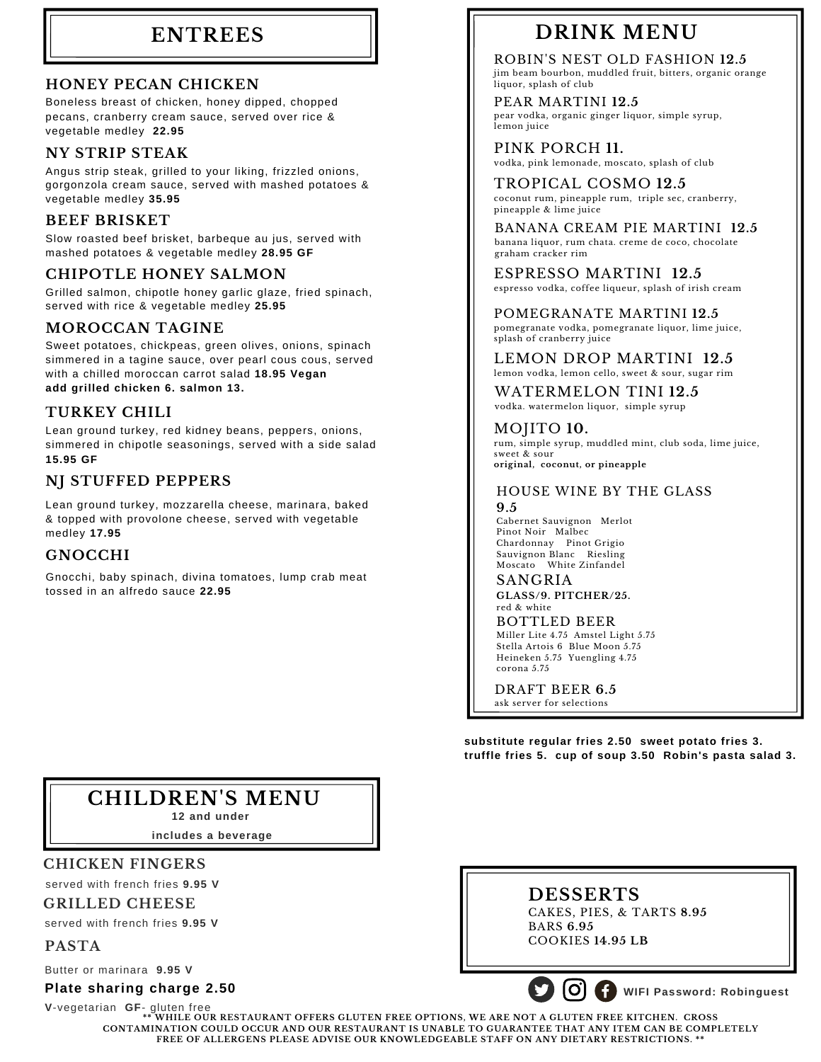## ENTREES

### HONEY PECAN CHICKEN

Boneless breast of chicken, honey dipped, chopped pecans, cranberry cream sauce, served over rice & vegetable medley **22.95**

### NY STRIP STEAK

Angus strip steak, grilled to your liking, frizzled onions, gorgonzola cream sauce, served with mashed potatoes & vegetable medley **35.95**

### BEEF BRISKET

Slow roasted beef brisket, barbeque au jus, served with mashed potatoes & vegetable medley **28.95 GF**

### CHIPOTLE HONEY SALMON

Grilled salmon, chipotle honey garlic glaze, fried spinach, served with rice & vegetable medley **25.95**

### MOROCCAN TAGINE

Sweet potatoes, chickpeas, green olives, onions, spinach simmered in a tagine sauce, over pearl cous cous, served with a chilled moroccan carrot salad **18.95 Vegan**
**add grilled chicken 6. salmon 13.**

### TURKEY CHILI

Lean ground turkey, red kidney beans, peppers, onions, simmered in chipotle seasonings, served with a side salad **15.95 GF**

### NJ STUFFED PEPPERS

Lean ground turkey, mozzarella cheese, marinara, baked & topped with provolone cheese, served with vegetable medley **17.95**

### GNOCCHI

Gnocchi, baby spinach, divina tomatoes, lump crab meat tossed in an alfredo sauce **22.95**

## DRINK MENU

### ROBIN'S NEST OLD FASHION 12.5

jim beam bourbon, muddled fruit, bitters, organic orange liquor, splash of club

### PEAR MARTINI 12.5

pear vodka, organic ginger liquor, simple syrup, lemon juice

### PINK PORCH 11.

vodka, pink lemonade, moscato, splash of club

### TROPICAL COSMO 12.5

coconut rum, pineapple rum, triple sec, cranberry, pineapple & lime juice

### BANANA CREAM PIE MARTINI 12.5

banana liquor, rum chata. creme de coco, chocolate graham cracker rim

### ESPRESSO MARTINI 12.5

espresso vodka, coffee liqueur, splash of irish cream

### POMEGRANATE MARTINI 12.5

pomegranate vodka, pomegranate liquor, lime juice, splash of cranberry juice

### LEMON DROP MARTINI 12.5

lemon vodka, lemon cello, sweet & sour, sugar rim

### WATERMELON TINI 12.5

vodka. watermelon liquor, simple syrup

### MOJITO 10.

rum, simple syrup, muddled mint, club soda, lime juice, sweet & sour
**original, coconut, or pineapple**

### HOUSE WINE BY THE GLASS

**9.5**

Cabernet Sauvignon Merlot
Pinot Noir Malbec
Chardonnay Pinot Grigio
Sauvignon Blanc Riesling
Moscato White Zinfandel

### SANGRIA

**GLASS/9. PITCHER/25.**
red & white

### BOTTLED BEER

Miller Lite 4.75 Amstel Light 5.75
Stella Artois 6 Blue Moon 5.75
Heineken 5.75 Yuengling 4.75
corona 5.75

### DRAFT BEER 6.5

ask server for selections

**substitute regular fries 2.50 sweet potato fries 3. truffle fries 5. cup of soup 3.50 Robin's pasta salad 3.**

## CHILDREN'S MENU

**12 and under**

**includes a beverage**

### CHICKEN FINGERS

served with french fries **9.95 V**

### GRILLED CHEESE

served with french fries **9.95 V**

### PASTA

Butter or marinara **9.95 V**

**Plate sharing charge 2.50**

**V**-vegetarian **GF**- gluten free

## DESSERTS

CAKES, PIES, & TARTS **8.95**
BARS **6.95**
COOKIES **14.95 LB**

**WIFI Password: Robinguest**

**\*\* WHILE OUR RESTAURANT OFFERS GLUTEN FREE OPTIONS, WE ARE NOT A GLUTEN FREE KITCHEN. CROSS CONTAMINATION COULD OCCUR AND OUR RESTAURANT IS UNABLE TO GUARANTEE THAT ANY ITEM CAN BE COMPLETELY FREE OF ALLERGENS PLEASE ADVISE OUR KNOWLEDGEABLE STAFF ON ANY DIETARY RESTRICTIONS. \*\***